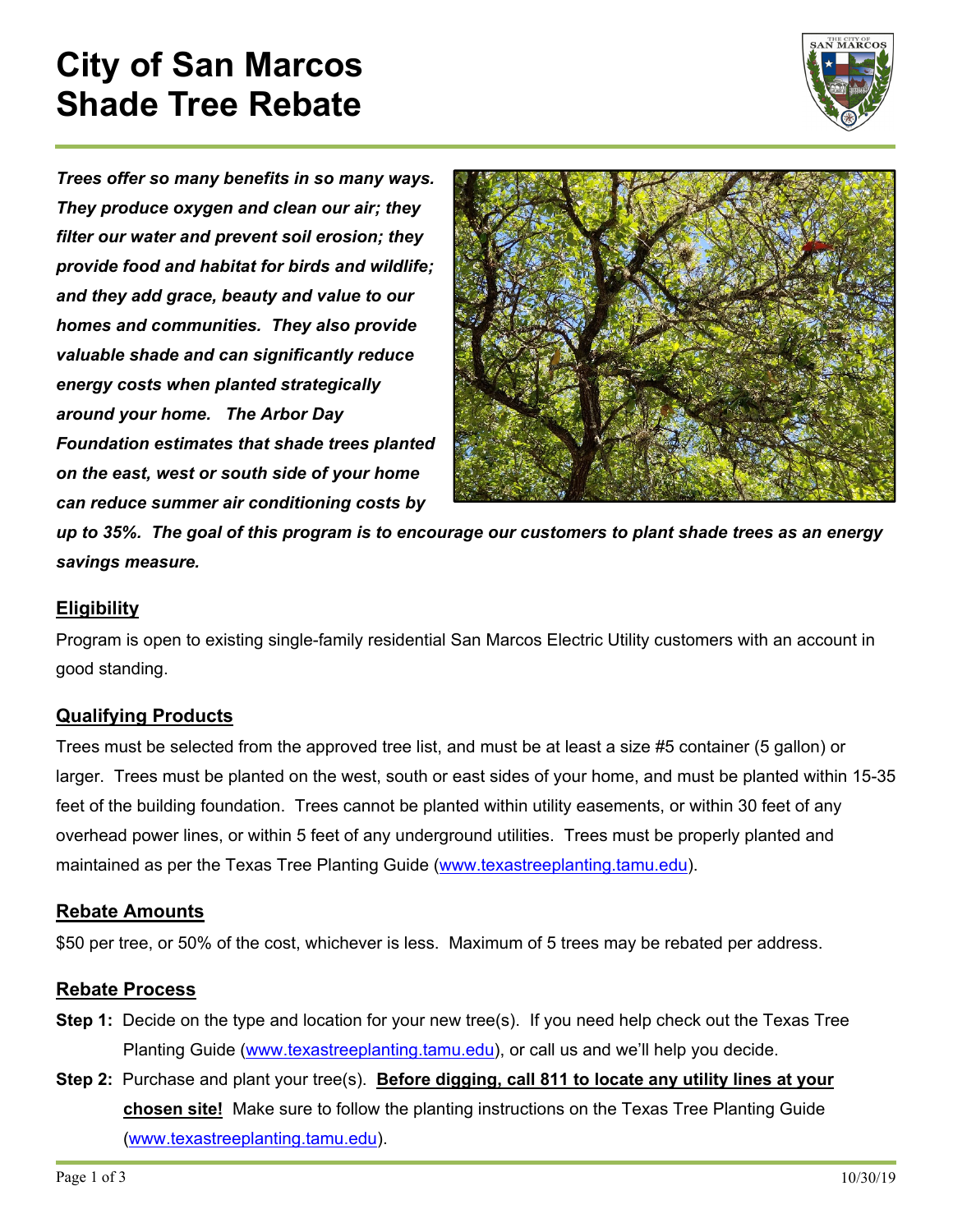# City of San Marcos Shade Tree Rebate

***Trees offer so many benefits in so many ways. They produce oxygen and clean our air; they filter our water and prevent soil erosion; they provide food and habitat for birds and wildlife; and they add grace, beauty and value to our homes and communities. They also provide valuable shade and can significantly reduce energy costs when planted strategically around your home. The Arbor Day Foundation estimates that shade trees planted on the east, west or south side of your home can reduce summer air conditioning costs by up to 35%. The goal of this program is to encourage our customers to plant shade trees as an energy savings measure.***

## Eligibility

Program is open to existing single-family residential San Marcos Electric Utility customers with an account in good standing.

## Qualifying Products

Trees must be selected from the approved tree list, and must be at least a size #5 container (5 gallon) or larger. Trees must be planted on the west, south or east sides of your home, and must be planted within 15-35 feet of the building foundation. Trees cannot be planted within utility easements, or within 30 feet of any overhead power lines, or within 5 feet of any underground utilities. Trees must be properly planted and maintained as per the Texas Tree Planting Guide (www.texastreeplanting.tamu.edu).

## Rebate Amounts

$50 per tree, or 50% of the cost, whichever is less. Maximum of 5 trees may be rebated per address.

## Rebate Process

**Step 1:** Decide on the type and location for your new tree(s). If you need help check out the Texas Tree Planting Guide (www.texastreeplanting.tamu.edu), or call us and we'll help you decide.

**Step 2:** Purchase and plant your tree(s). **Before digging, call 811 to locate any utility lines at your chosen site!** Make sure to follow the planting instructions on the Texas Tree Planting Guide (www.texastreeplanting.tamu.edu).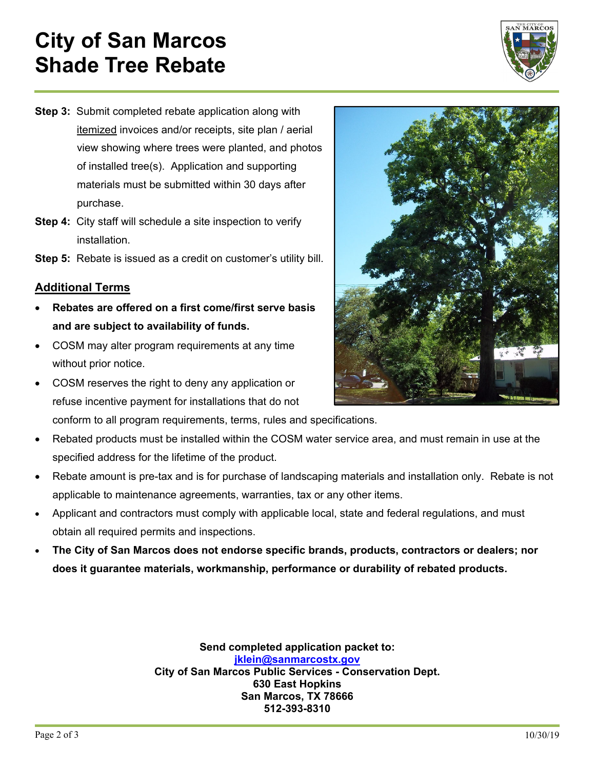# City of San Marcos Shade Tree Rebate

**Step 3:** Submit completed rebate application along with itemized invoices and/or receipts, site plan / aerial view showing where trees were planted, and photos of installed tree(s). Application and supporting materials must be submitted within 30 days after purchase.

**Step 4:** City staff will schedule a site inspection to verify installation.

**Step 5:** Rebate is issued as a credit on customer's utility bill.

## Additional Terms

- **Rebates are offered on a first come/first serve basis and are subject to availability of funds.**
- COSM may alter program requirements at any time without prior notice.
- COSM reserves the right to deny any application or refuse incentive payment for installations that do not conform to all program requirements, terms, rules and specifications.
- Rebated products must be installed within the COSM water service area, and must remain in use at the specified address for the lifetime of the product.
- Rebate amount is pre-tax and is for purchase of landscaping materials and installation only. Rebate is not applicable to maintenance agreements, warranties, tax or any other items.
- Applicant and contractors must comply with applicable local, state and federal regulations, and must obtain all required permits and inspections.
- **The City of San Marcos does not endorse specific brands, products, contractors or dealers; nor does it guarantee materials, workmanship, performance or durability of rebated products.**

**Send completed application packet to:**
**jklein@sanmarcostx.gov**
**City of San Marcos Public Services - Conservation Dept.**
**630 East Hopkins**
**San Marcos, TX 78666**
**512-393-8310**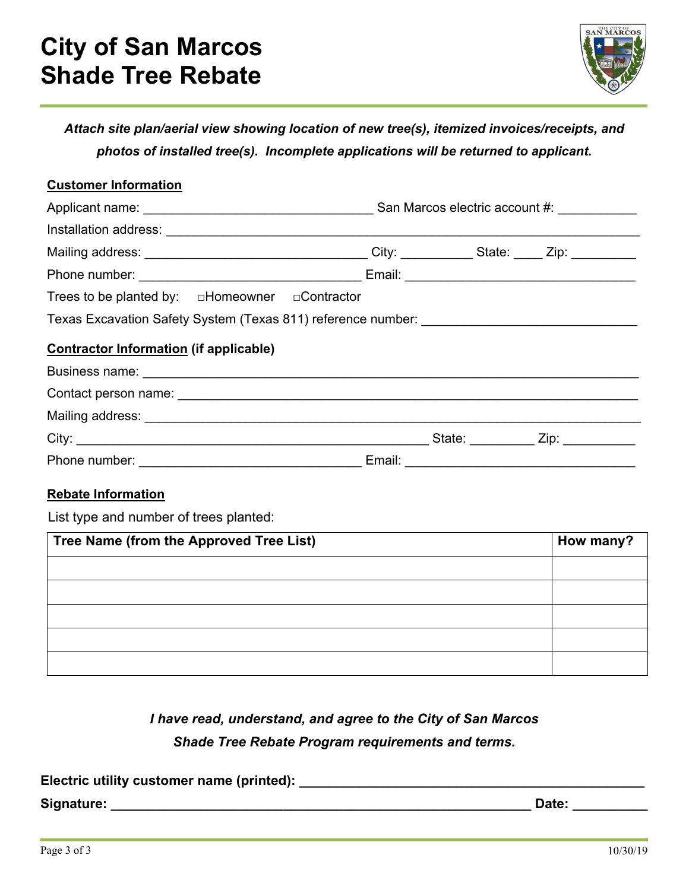# City of San Marcos
# Shade Tree Rebate

***Attach site plan/aerial view showing location of new tree(s), itemized invoices/receipts, and photos of installed tree(s). Incomplete applications will be returned to applicant.***

## Customer Information

Applicant name: ________________________________ San Marcos electric account #: ___________

Installation address: ___________________________________________________________________

Mailing address: _______________________________ City: __________ State: ____ Zip: _________

Phone number: _______________________________ Email: ________________________________

Trees to be planted by: □Homeowner □Contractor

Texas Excavation Safety System (Texas 811) reference number: _____________________________

## Contractor Information (if applicable)

Business name: ________________________________________________________________________

Contact person name: ___________________________________________________________________

Mailing address: _______________________________________________________________________

City: __________________________________________________ State: _________ Zip: __________

Phone number: _______________________________ Email: ________________________________

## Rebate Information

List type and number of trees planted:

| Tree Name (from the Approved Tree List) | How many? |
|---|---|
| | |
| | |
| | |
| | |
| | |

***I have read, understand, and agree to the City of San Marcos Shade Tree Rebate Program requirements and terms.***

**Electric utility customer name (printed): ______________________________________________**

**Signature: __________________________________________________________ Date: __________**

10/30/19